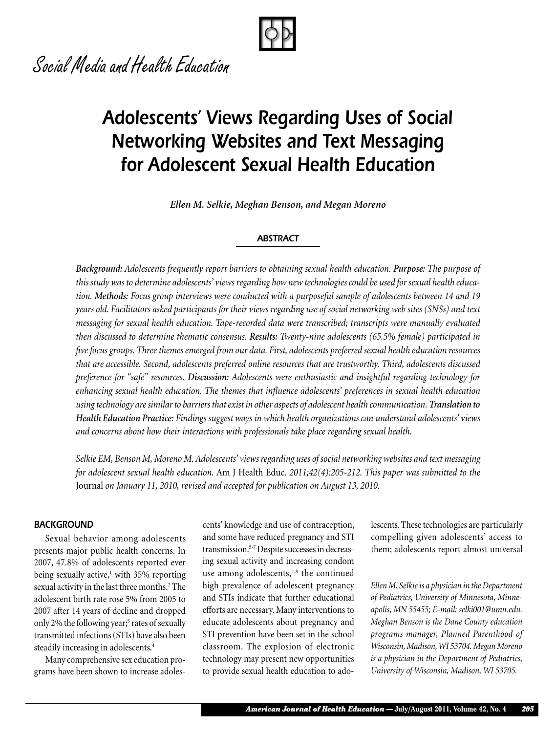Social Media and Health Education

# Adolescents' Views Regarding Uses of Social Networking Websites and Text Messaging for Adolescent Sexual Health Education

***Ellen M. Selkie, Meghan Benson, and Megan Moreno***

## ABSTRACT

***Background:** Adolescents frequently report barriers to obtaining sexual health education. **Purpose:** The purpose of this study was to determine adolescents' views regarding how new technologies could be used for sexual health education. **Methods:** Focus group interviews were conducted with a purposeful sample of adolescents between 14 and 19 years old. Facilitators asked participants for their views regarding use of social networking web sites (SNSs) and text messaging for sexual health education. Tape-recorded data were transcribed; transcripts were manually evaluated then discussed to determine thematic consensus. **Results:** Twenty-nine adolescents (65.5% female) participated in five focus groups. Three themes emerged from our data. First, adolescents preferred sexual health education resources that are accessible. Second, adolescents preferred online resources that are trustworthy. Third, adolescents discussed preference for "safe" resources. **Discussion:** Adolescents were enthusiastic and insightful regarding technology for enhancing sexual health education. The themes that influence adolescents' preferences in sexual health education using technology are similar to barriers that exist in other aspects of adolescent health communication. **Translation to Health Education Practice:** Findings suggest ways in which health organizations can understand adolescents' views and concerns about how their interactions with professionals take place regarding sexual health.*

*Selkie EM, Benson M, Moreno M. Adolescents' views regarding uses of social networking websites and text messaging for adolescent sexual health education.* Am J Health Educ. *2011;42(4):205-212. This paper was submitted to the* Journal *on January 11, 2010, revised and accepted for publication on August 13, 2010.*

## BACKGROUND

Sexual behavior among adolescents presents major public health concerns. In 2007, 47.8% of adolescents reported ever being sexually active,[1] with 35% reporting sexual activity in the last three months.[2] The adolescent birth rate rose 5% from 2005 to 2007 after 14 years of decline and dropped only 2% the following year;[3] rates of sexually transmitted infections (STIs) have also been steadily increasing in adolescents.[4]

Many comprehensive sex education programs have been shown to increase adolescents' knowledge and use of contraception, and some have reduced pregnancy and STI transmission.[5-7] Despite successes in decreasing sexual activity and increasing condom use among adolescents,[1,8] the continued high prevalence of adolescent pregnancy and STIs indicate that further educational efforts are necessary. Many interventions to educate adolescents about pregnancy and STI prevention have been set in the school classroom. The explosion of electronic technology may present new opportunities to provide sexual health education to adolescents. These technologies are particularly compelling given adolescents' access to them; adolescents report almost universal

*Ellen M. Selkie is a physician in the Department of Pediatrics, University of Minnesota, Minneapolis, MN 55455; E-mail: selki001@umn.edu. Meghan Benson is the Dane County education programs manager, Planned Parenthood of Wisconsin, Madison, WI 53704. Megan Moreno is a physician in the Department of Pediatrics, University of Wisconsin, Madison, WI 53705.*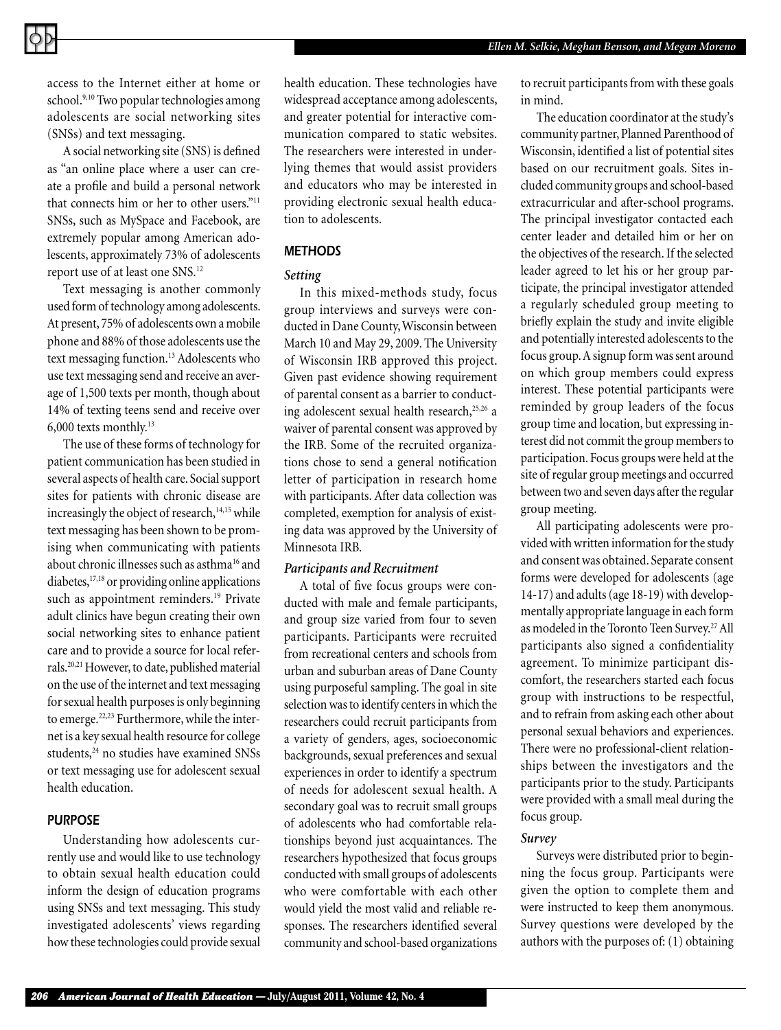access to the Internet either at home or school.[9,10] Two popular technologies among adolescents are social networking sites (SNSs) and text messaging.

A social networking site (SNS) is defined as "an online place where a user can create a profile and build a personal network that connects him or her to other users."[11] SNSs, such as MySpace and Facebook, are extremely popular among American adolescents, approximately 73% of adolescents report use of at least one SNS.[12]

Text messaging is another commonly used form of technology among adolescents. At present, 75% of adolescents own a mobile phone and 88% of those adolescents use the text messaging function.[13] Adolescents who use text messaging send and receive an average of 1,500 texts per month, though about 14% of texting teens send and receive over 6,000 texts monthly.[13]

The use of these forms of technology for patient communication has been studied in several aspects of health care. Social support sites for patients with chronic disease are increasingly the object of research,[14,15] while text messaging has been shown to be promising when communicating with patients about chronic illnesses such as asthma[16] and diabetes,[17,18] or providing online applications such as appointment reminders.[19] Private adult clinics have begun creating their own social networking sites to enhance patient care and to provide a source for local referrals.[20,21] However, to date, published material on the use of the internet and text messaging for sexual health purposes is only beginning to emerge.[22,23] Furthermore, while the internet is a key sexual health resource for college students,[24] no studies have examined SNSs or text messaging use for adolescent sexual health education.

## PURPOSE

Understanding how adolescents currently use and would like to use technology to obtain sexual health education could inform the design of education programs using SNSs and text messaging. This study investigated adolescents' views regarding how these technologies could provide sexual health education. These technologies have widespread acceptance among adolescents, and greater potential for interactive communication compared to static websites. The researchers were interested in underlying themes that would assist providers and educators who may be interested in providing electronic sexual health education to adolescents.

## METHODS

### *Setting*

In this mixed-methods study, focus group interviews and surveys were conducted in Dane County, Wisconsin between March 10 and May 29, 2009. The University of Wisconsin IRB approved this project. Given past evidence showing requirement of parental consent as a barrier to conducting adolescent sexual health research,[25,26] a waiver of parental consent was approved by the IRB. Some of the recruited organizations chose to send a general notification letter of participation in research home with participants. After data collection was completed, exemption for analysis of existing data was approved by the University of Minnesota IRB.

### *Participants and Recruitment*

A total of five focus groups were conducted with male and female participants, and group size varied from four to seven participants. Participants were recruited from recreational centers and schools from urban and suburban areas of Dane County using purposeful sampling. The goal in site selection was to identify centers in which the researchers could recruit participants from a variety of genders, ages, socioeconomic backgrounds, sexual preferences and sexual experiences in order to identify a spectrum of needs for adolescent sexual health. A secondary goal was to recruit small groups of adolescents who had comfortable relationships beyond just acquaintances. The researchers hypothesized that focus groups conducted with small groups of adolescents who were comfortable with each other would yield the most valid and reliable responses. The researchers identified several community and school-based organizations to recruit participants from with these goals in mind.

The education coordinator at the study's community partner, Planned Parenthood of Wisconsin, identified a list of potential sites based on our recruitment goals. Sites included community groups and school-based extracurricular and after-school programs. The principal investigator contacted each center leader and detailed him or her on the objectives of the research. If the selected leader agreed to let his or her group participate, the principal investigator attended a regularly scheduled group meeting to briefly explain the study and invite eligible and potentially interested adolescents to the focus group. A signup form was sent around on which group members could express interest. These potential participants were reminded by group leaders of the focus group time and location, but expressing interest did not commit the group members to participation. Focus groups were held at the site of regular group meetings and occurred between two and seven days after the regular group meeting.

All participating adolescents were provided with written information for the study and consent was obtained. Separate consent forms were developed for adolescents (age 14-17) and adults (age 18-19) with developmentally appropriate language in each form as modeled in the Toronto Teen Survey.[27] All participants also signed a confidentiality agreement. To minimize participant discomfort, the researchers started each focus group with instructions to be respectful, and to refrain from asking each other about personal sexual behaviors and experiences. There were no professional-client relationships between the investigators and the participants prior to the study. Participants were provided with a small meal during the focus group.

### *Survey*

Surveys were distributed prior to beginning the focus group. Participants were given the option to complete them and were instructed to keep them anonymous. Survey questions were developed by the authors with the purposes of: (1) obtaining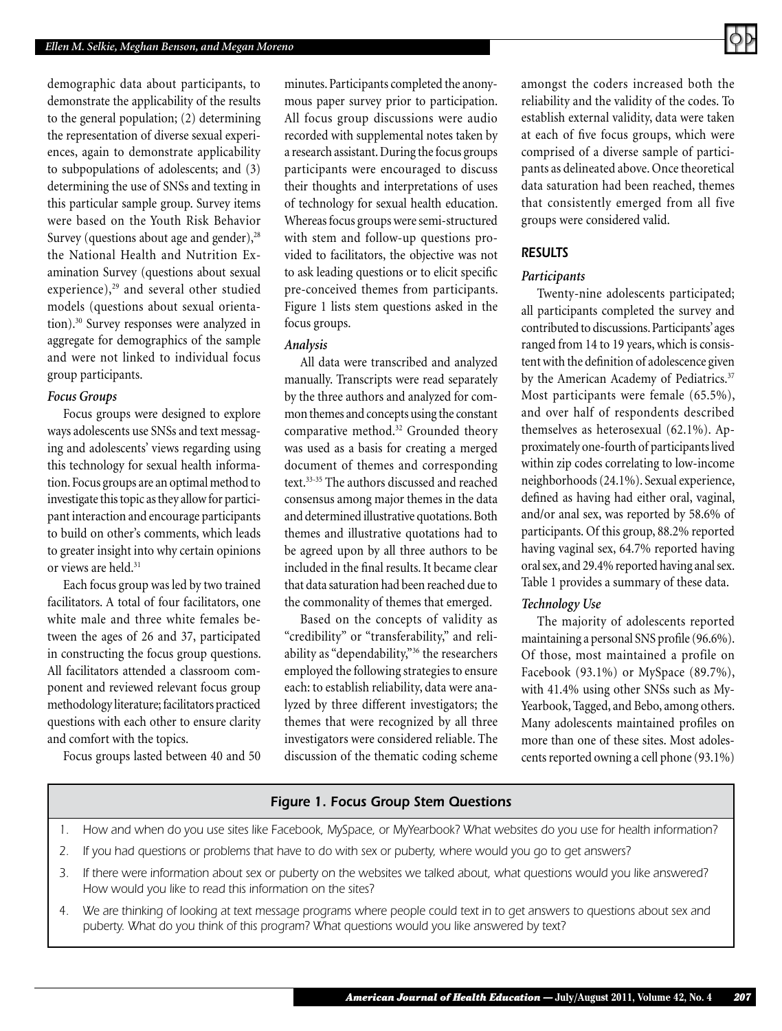demographic data about participants, to demonstrate the applicability of the results to the general population; (2) determining the representation of diverse sexual experiences, again to demonstrate applicability to subpopulations of adolescents; and (3) determining the use of SNSs and texting in this particular sample group. Survey items were based on the Youth Risk Behavior Survey (questions about age and gender),[28] the National Health and Nutrition Examination Survey (questions about sexual experience),[29] and several other studied models (questions about sexual orientation).[30] Survey responses were analyzed in aggregate for demographics of the sample and were not linked to individual focus group participants.

### *Focus Groups*

Focus groups were designed to explore ways adolescents use SNSs and text messaging and adolescents' views regarding using this technology for sexual health information. Focus groups are an optimal method to investigate this topic as they allow for participant interaction and encourage participants to build on other's comments, which leads to greater insight into why certain opinions or views are held.[31]

Each focus group was led by two trained facilitators. A total of four facilitators, one white male and three white females between the ages of 26 and 37, participated in constructing the focus group questions. All facilitators attended a classroom component and reviewed relevant focus group methodology literature; facilitators practiced questions with each other to ensure clarity and comfort with the topics.

Focus groups lasted between 40 and 50 minutes. Participants completed the anonymous paper survey prior to participation. All focus group discussions were audio recorded with supplemental notes taken by a research assistant. During the focus groups participants were encouraged to discuss their thoughts and interpretations of uses of technology for sexual health education. Whereas focus groups were semi-structured with stem and follow-up questions provided to facilitators, the objective was not to ask leading questions or to elicit specific pre-conceived themes from participants. Figure 1 lists stem questions asked in the focus groups.

### *Analysis*

All data were transcribed and analyzed manually. Transcripts were read separately by the three authors and analyzed for common themes and concepts using the constant comparative method.[32] Grounded theory was used as a basis for creating a merged document of themes and corresponding text.[33-35] The authors discussed and reached consensus among major themes in the data and determined illustrative quotations. Both themes and illustrative quotations had to be agreed upon by all three authors to be included in the final results. It became clear that data saturation had been reached due to the commonality of themes that emerged.

Based on the concepts of validity as "credibility" or "transferability," and reliability as "dependability,"[36] the researchers employed the following strategies to ensure each: to establish reliability, data were analyzed by three different investigators; the themes that were recognized by all three investigators were considered reliable. The discussion of the thematic coding scheme amongst the coders increased both the reliability and the validity of the codes. To establish external validity, data were taken at each of five focus groups, which were comprised of a diverse sample of participants as delineated above. Once theoretical data saturation had been reached, themes that consistently emerged from all five groups were considered valid.

## RESULTS

### *Participants*

Twenty-nine adolescents participated; all participants completed the survey and contributed to discussions. Participants' ages ranged from 14 to 19 years, which is consistent with the definition of adolescence given by the American Academy of Pediatrics.[37] Most participants were female (65.5%), and over half of respondents described themselves as heterosexual (62.1%). Approximately one-fourth of participants lived within zip codes correlating to low-income neighborhoods (24.1%). Sexual experience, defined as having had either oral, vaginal, and/or anal sex, was reported by 58.6% of participants. Of this group, 88.2% reported having vaginal sex, 64.7% reported having oral sex, and 29.4% reported having anal sex. Table 1 provides a summary of these data.

### *Technology Use*

The majority of adolescents reported maintaining a personal SNS profile (96.6%). Of those, most maintained a profile on Facebook (93.1%) or MySpace (89.7%), with 41.4% using other SNSs such as MyYearbook, Tagged, and Bebo, among others. Many adolescents maintained profiles on more than one of these sites. Most adolescents reported owning a cell phone (93.1%)

**Figure 1. Focus Group Stem Questions**

1. *How and when do you use sites like Facebook, MySpace, or MyYearbook? What websites do you use for health information?*
2. *If you had questions or problems that have to do with sex or puberty, where would you go to get answers?*
3. *If there were information about sex or puberty on the websites we talked about, what questions would you like answered? How would you like to read this information on the sites?*
4. *We are thinking of looking at text message programs where people could text in to get answers to questions about sex and puberty. What do you think of this program? What questions would you like answered by text?*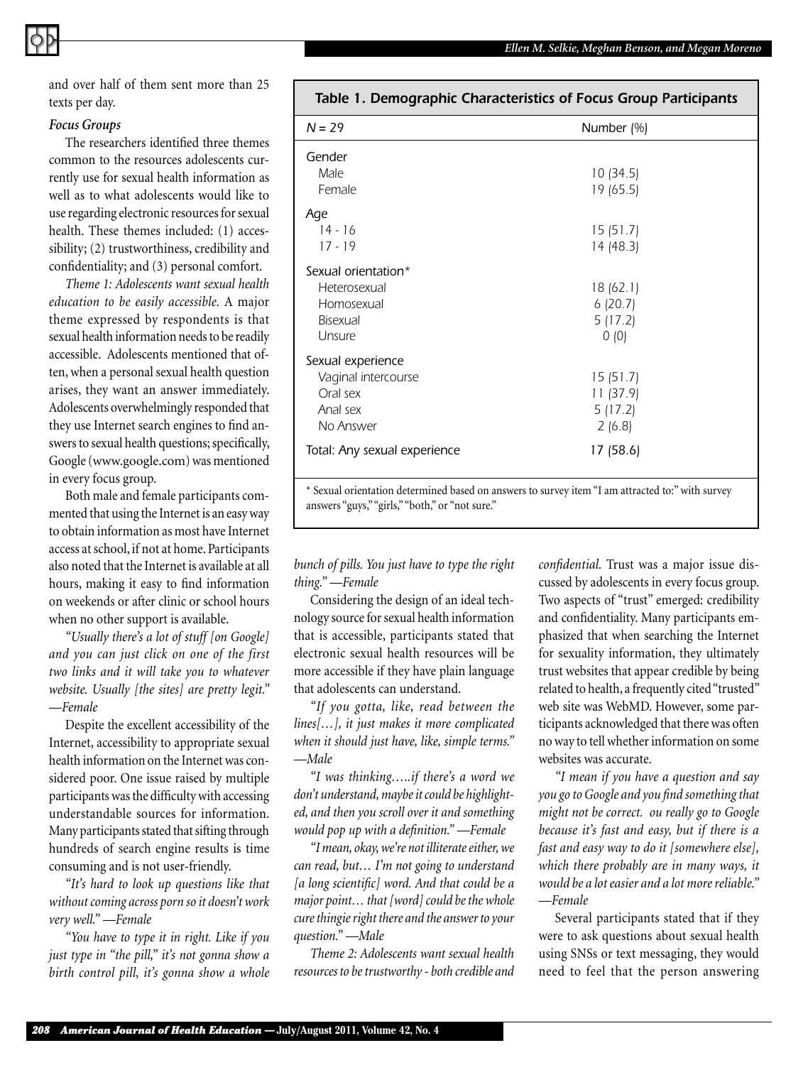and over half of them sent more than 25 texts per day.

### *Focus Groups*

The researchers identified three themes common to the resources adolescents currently use for sexual health information as well as to what adolescents would like to use regarding electronic resources for sexual health. These themes included: (1) accessibility; (2) trustworthiness, credibility and confidentiality; and (3) personal comfort.

*Theme 1: Adolescents want sexual health education to be easily accessible.* A major theme expressed by respondents is that sexual health information needs to be readily accessible. Adolescents mentioned that often, when a personal sexual health question arises, they want an answer immediately. Adolescents overwhelmingly responded that they use Internet search engines to find answers to sexual health questions; specifically, Google (www.google.com) was mentioned in every focus group.

Both male and female participants commented that using the Internet is an easy way to obtain information as most have Internet access at school, if not at home. Participants also noted that the Internet is available at all hours, making it easy to find information on weekends or after clinic or school hours when no other support is available.

*"Usually there's a lot of stuff [on Google] and you can just click on one of the first two links and it will take you to whatever website. Usually [the sites] are pretty legit." —Female*

Despite the excellent accessibility of the Internet, accessibility to appropriate sexual health information on the Internet was considered poor. One issue raised by multiple participants was the difficulty with accessing understandable sources for information. Many participants stated that sifting through hundreds of search engine results is time consuming and is not user-friendly.

*"It's hard to look up questions like that without coming across porn so it doesn't work very well." —Female*

*"You have to type it in right. Like if you just type in "the pill," it's not gonna show a birth control pill, it's gonna show a whole bunch of pills. You just have to type the right thing." —Female*

**Table 1. Demographic Characteristics of Focus Group Participants**

| *N* = 29 | Number (%) |
|---|---|
| **Gender** | |
| Male | 10 (34.5) |
| Female | 19 (65.5) |
| **Age** | |
| 14 - 16 | 15 (51.7) |
| 17 - 19 | 14 (48.3) |
| **Sexual orientation*** | |
| Heterosexual | 18 (62.1) |
| Homosexual | 6 (20.7) |
| Bisexual | 5 (17.2) |
| Unsure | 0 (0) |
| **Sexual experience** | |
| Vaginal intercourse | 15 (51.7) |
| Oral sex | 11 (37.9) |
| Anal sex | 5 (17.2) |
| No Answer | 2 (6.8) |
| **Total: Any sexual experience** | 17 (58.6) |

\* Sexual orientation determined based on answers to survey item "I am attracted to:" with survey answers "guys," "girls," "both," or "not sure."

Considering the design of an ideal technology source for sexual health information that is accessible, participants stated that electronic sexual health resources will be more accessible if they have plain language that adolescents can understand.

*"If you gotta, like, read between the lines[…], it just makes it more complicated when it should just have, like, simple terms." —Male*

*"I was thinking…..if there's a word we don't understand, maybe it could be highlighted, and then you scroll over it and something would pop up with a definition." —Female*

*"I mean, okay, we're not illiterate either, we can read, but… I'm not going to understand [a long scientific] word. And that could be a major point… that [word] could be the whole cure thingie right there and the answer to your question." —Male*

*Theme 2: Adolescents want sexual health resources to be trustworthy - both credible and confidential.* Trust was a major issue discussed by adolescents in every focus group. Two aspects of "trust" emerged: credibility and confidentiality. Many participants emphasized that when searching the Internet for sexuality information, they ultimately trust websites that appear credible by being related to health, a frequently cited "trusted" web site was WebMD. However, some participants acknowledged that there was often no way to tell whether information on some websites was accurate.

*"I mean if you have a question and say you go to Google and you find something that might not be correct. ou really go to Google because it's fast and easy, but if there is a fast and easy way to do it [somewhere else], which there probably are in many ways, it would be a lot easier and a lot more reliable." —Female*

Several participants stated that if they were to ask questions about sexual health using SNSs or text messaging, they would need to feel that the person answering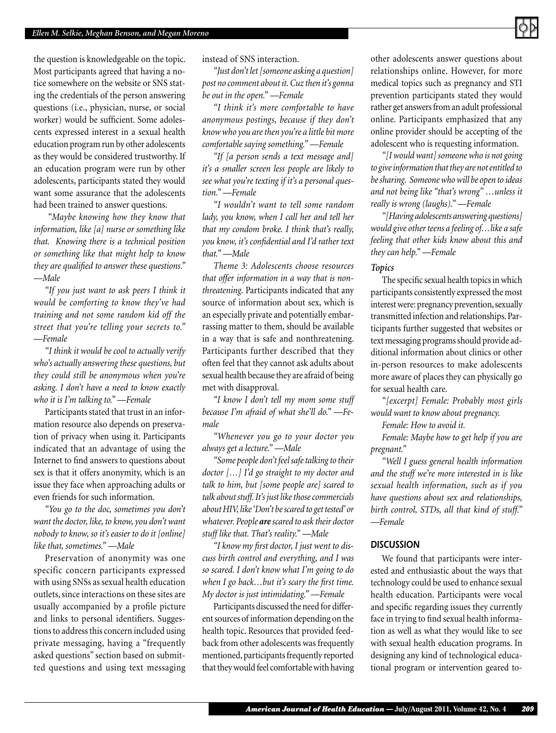the question is knowledgeable on the topic. Most participants agreed that having a notice somewhere on the website or SNS stating the credentials of the person answering questions (i.e., physician, nurse, or social worker) would be sufficient. Some adolescents expressed interest in a sexual health education program run by other adolescents as they would be considered trustworthy. If an education program were run by other adolescents, participants stated they would want some assurance that the adolescents had been trained to answer questions.

*"Maybe knowing how they know that information, like [a] nurse or something like that. Knowing there is a technical position or something like that might help to know they are qualified to answer these questions." —Male*

*"If you just want to ask peers I think it would be comforting to know they've had training and not some random kid off the street that you're telling your secrets to." —Female*

*"I think it would be cool to actually verify who's actually answering these questions, but they could still be anonymous when you're asking. I don't have a need to know exactly who it is I'm talking to." —Female*

Participants stated that trust in an information resource also depends on preservation of privacy when using it. Participants indicated that an advantage of using the Internet to find answers to questions about sex is that it offers anonymity, which is an issue they face when approaching adults or even friends for such information.

*"You go to the doc, sometimes you don't want the doctor, like, to know, you don't want nobody to know, so it's easier to do it [online] like that, sometimes." —Male*

Preservation of anonymity was one specific concern participants expressed with using SNSs as sexual health education outlets, since interactions on these sites are usually accompanied by a profile picture and links to personal identifiers. Suggestions to address this concern included using private messaging, having a "frequently asked questions" section based on submitted questions and using text messaging instead of SNS interaction.

*"Just don't let [someone asking a question] post no comment about it. Cuz then it's gonna be out in the open." —Female*

*"I think it's more comfortable to have anonymous postings, because if they don't know who you are then you're a little bit more comfortable saying something." —Female*

*"If [a person sends a text message and] it's a smaller screen less people are likely to see what you're texting if it's a personal question." —Female*

*"I wouldn't want to tell some random lady, you know, when I call her and tell her that my condom broke. I think that's really, you know, it's confidential and I'd rather text that." —Male*

*Theme 3: Adolescents choose resources that offer information in a way that is nonthreatening.* Participants indicated that any source of information about sex, which is an especially private and potentially embarrassing matter to them, should be available in a way that is safe and nonthreatening. Participants further described that they often feel that they cannot ask adults about sexual health because they are afraid of being met with disapproval.

*"I know I don't tell my mom some stuff because I'm afraid of what she'll do." —Female*

*"Whenever you go to your doctor you always get a lecture." —Male*

*"Some people don't feel safe talking to their doctor […] I'd go straight to my doctor and talk to him, but [some people are] scared to talk about stuff. It's just like those commercials about HIV, like 'Don't be scared to get tested' or whatever. People **are** scared to ask their doctor stuff like that. That's reality." —Male*

*"I know my first doctor, I just went to discuss birth control and everything, and I was so scared. I don't know what I'm going to do when I go back…but it's scary the first time. My doctor is just intimidating." —Female*

Participants discussed the need for different sources of information depending on the health topic. Resources that provided feedback from other adolescents was frequently mentioned, participants frequently reported that they would feel comfortable with having other adolescents answer questions about relationships online. However, for more medical topics such as pregnancy and STI prevention participants stated they would rather get answers from an adult professional online. Participants emphasized that any online provider should be accepting of the adolescent who is requesting information.

*"[I would want] someone who is not going to give information that they are not entitled to be sharing. Someone who will be open to ideas and not being like "that's wrong" …unless it really is wrong (laughs)." —Female*

*"[Having adolescents answering questions] would give other teens a feeling of…like a safe feeling that other kids know about this and they can help." —Female*

### *Topics*

The specific sexual health topics in which participants consistently expressed the most interest were: pregnancy prevention, sexually transmitted infection and relationships. Participants further suggested that websites or text messaging programs should provide additional information about clinics or other in-person resources to make adolescents more aware of places they can physically go for sexual health care.

*"[excerpt] Female: Probably most girls would want to know about pregnancy.*

*Female: How to avoid it.*

*Female: Maybe how to get help if you are pregnant."*

*"Well I guess general health information and the stuff we're more interested in is like sexual health information, such as if you have questions about sex and relationships, birth control, STDs, all that kind of stuff." —Female*

## DISCUSSION

We found that participants were interested and enthusiastic about the ways that technology could be used to enhance sexual health education. Participants were vocal and specific regarding issues they currently face in trying to find sexual health information as well as what they would like to see with sexual health education programs. In designing any kind of technological educational program or intervention geared to-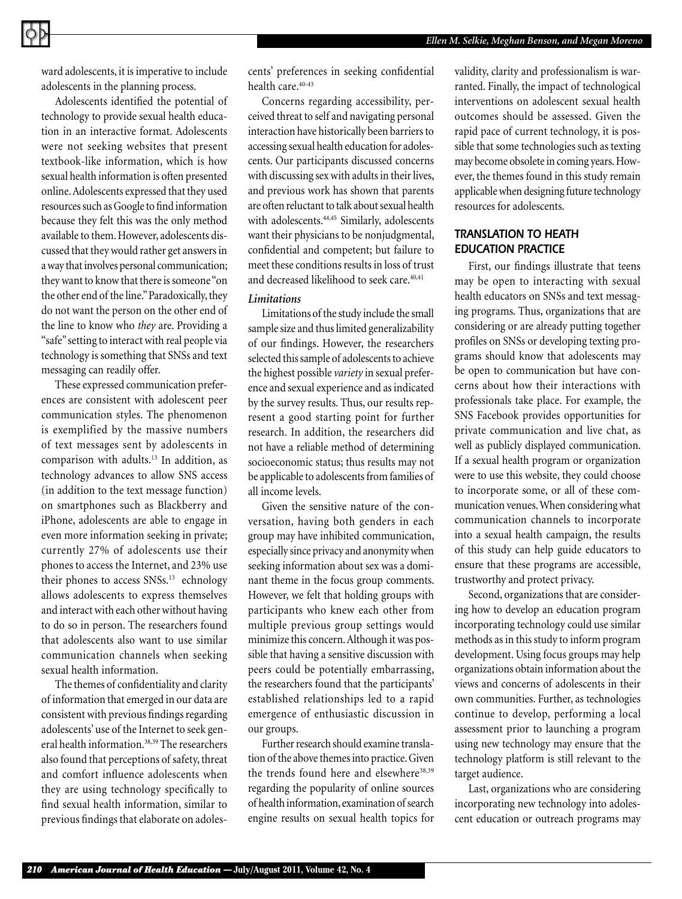ward adolescents, it is imperative to include adolescents in the planning process.

Adolescents identified the potential of technology to provide sexual health education in an interactive format. Adolescents were not seeking websites that present textbook-like information, which is how sexual health information is often presented online. Adolescents expressed that they used resources such as Google to find information because they felt this was the only method available to them. However, adolescents discussed that they would rather get answers in a way that involves personal communication; they want to know that there is someone "on the other end of the line." Paradoxically, they do not want the person on the other end of the line to know who *they* are. Providing a "safe" setting to interact with real people via technology is something that SNSs and text messaging can readily offer.

These expressed communication preferences are consistent with adolescent peer communication styles. The phenomenon is exemplified by the massive numbers of text messages sent by adolescents in comparison with adults.[13] In addition, as technology advances to allow SNS access (in addition to the text message function) on smartphones such as Blackberry and iPhone, adolescents are able to engage in even more information seeking in private; currently 27% of adolescents use their phones to access the Internet, and 23% use their phones to access SNSs.[13] echnology allows adolescents to express themselves and interact with each other without having to do so in person. The researchers found that adolescents also want to use similar communication channels when seeking sexual health information.

The themes of confidentiality and clarity of information that emerged in our data are consistent with previous findings regarding adolescents' use of the Internet to seek general health information.[38,39] The researchers also found that perceptions of safety, threat and comfort influence adolescents when they are using technology specifically to find sexual health information, similar to previous findings that elaborate on adolescents' preferences in seeking confidential health care.[40-43]

Concerns regarding accessibility, perceived threat to self and navigating personal interaction have historically been barriers to accessing sexual health education for adolescents. Our participants discussed concerns with discussing sex with adults in their lives, and previous work has shown that parents are often reluctant to talk about sexual health with adolescents.[44,45] Similarly, adolescents want their physicians to be nonjudgmental, confidential and competent; but failure to meet these conditions results in loss of trust and decreased likelihood to seek care.[40,41]

### *Limitations*

Limitations of the study include the small sample size and thus limited generalizability of our findings. However, the researchers selected this sample of adolescents to achieve the highest possible *variety* in sexual preference and sexual experience and as indicated by the survey results. Thus, our results represent a good starting point for further research. In addition, the researchers did not have a reliable method of determining socioeconomic status; thus results may not be applicable to adolescents from families of all income levels.

Given the sensitive nature of the conversation, having both genders in each group may have inhibited communication, especially since privacy and anonymity when seeking information about sex was a dominant theme in the focus group comments. However, we felt that holding groups with participants who knew each other from multiple previous group settings would minimize this concern. Although it was possible that having a sensitive discussion with peers could be potentially embarrassing, the researchers found that the participants' established relationships led to a rapid emergence of enthusiastic discussion in our groups.

Further research should examine translation of the above themes into practice. Given the trends found here and elsewhere[38,39] regarding the popularity of online sources of health information, examination of search engine results on sexual health topics for validity, clarity and professionalism is warranted. Finally, the impact of technological interventions on adolescent sexual health outcomes should be assessed. Given the rapid pace of current technology, it is possible that some technologies such as texting may become obsolete in coming years. However, the themes found in this study remain applicable when designing future technology resources for adolescents.

## TRANSLATION TO HEATH EDUCATION PRACTICE

First, our findings illustrate that teens may be open to interacting with sexual health educators on SNSs and text messaging programs. Thus, organizations that are considering or are already putting together profiles on SNSs or developing texting programs should know that adolescents may be open to communication but have concerns about how their interactions with professionals take place. For example, the SNS Facebook provides opportunities for private communication and live chat, as well as publicly displayed communication. If a sexual health program or organization were to use this website, they could choose to incorporate some, or all of these communication venues. When considering what communication channels to incorporate into a sexual health campaign, the results of this study can help guide educators to ensure that these programs are accessible, trustworthy and protect privacy.

Second, organizations that are considering how to develop an education program incorporating technology could use similar methods as in this study to inform program development. Using focus groups may help organizations obtain information about the views and concerns of adolescents in their own communities. Further, as technologies continue to develop, performing a local assessment prior to launching a program using new technology may ensure that the technology platform is still relevant to the target audience.

Last, organizations who are considering incorporating new technology into adolescent education or outreach programs may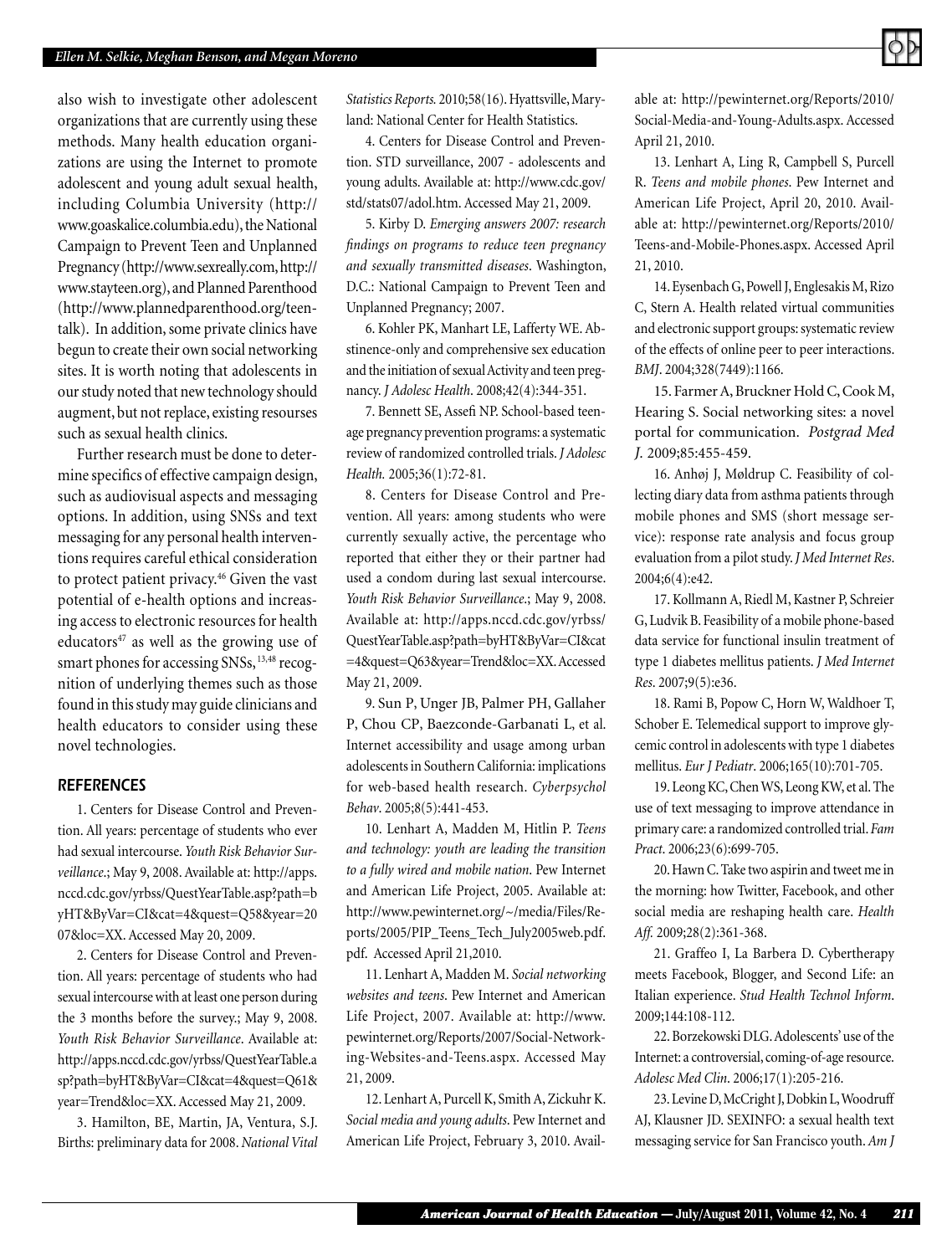also wish to investigate other adolescent organizations that are currently using these methods. Many health education organizations are using the Internet to promote adolescent and young adult sexual health, including Columbia University (http://www.goaskalice.columbia.edu), the National Campaign to Prevent Teen and Unplanned Pregnancy (http://www.sexreally.com, http://www.stayteen.org), and Planned Parenthood (http://www.plannedparenthood.org/teentalk). In addition, some private clinics have begun to create their own social networking sites. It is worth noting that adolescents in our study noted that new technology should augment, but not replace, existing resourses such as sexual health clinics.

Further research must be done to determine specifics of effective campaign design, such as audiovisual aspects and messaging options. In addition, using SNSs and text messaging for any personal health interventions requires careful ethical consideration to protect patient privacy.[46] Given the vast potential of e-health options and increasing access to electronic resources for health educators[47] as well as the growing use of smart phones for accessing SNSs,[13,48] recognition of underlying themes such as those found in this study may guide clinicians and health educators to consider using these novel technologies.

## REFERENCES

1. Centers for Disease Control and Prevention. All years: percentage of students who ever had sexual intercourse. *Youth Risk Behavior Surveillance*.; May 9, 2008. Available at: http://apps.nccd.cdc.gov/yrbss/QuestYearTable.asp?path=byHT&ByVar=CI&cat=4&quest=Q58&year=2007&loc=XX. Accessed May 20, 2009.

2. Centers for Disease Control and Prevention. All years: percentage of students who had sexual intercourse with at least one person during the 3 months before the survey.; May 9, 2008. *Youth Risk Behavior Surveillance*. Available at: http://apps.nccd.cdc.gov/yrbss/QuestYearTable.asp?path=byHT&ByVar=CI&cat=4&quest=Q61&year=Trend&loc=XX. Accessed May 21, 2009.

3. Hamilton, BE, Martin, JA, Ventura, S.J. Births: preliminary data for 2008. *National Vital Statistics Reports.* 2010;58(16). Hyattsville, Maryland: National Center for Health Statistics.

4. Centers for Disease Control and Prevention. STD surveillance, 2007 - adolescents and young adults. Available at: http://www.cdc.gov/std/stats07/adol.htm. Accessed May 21, 2009.

5. Kirby D. *Emerging answers 2007: research findings on programs to reduce teen pregnancy and sexually transmitted diseases*. Washington, D.C.: National Campaign to Prevent Teen and Unplanned Pregnancy; 2007.

6. Kohler PK, Manhart LE, Lafferty WE. Abstinence-only and comprehensive sex education and the initiation of sexual Activity and teen pregnancy. *J Adolesc Health*. 2008;42(4):344-351.

7. Bennett SE, Assefi NP. School-based teenage pregnancy prevention programs: a systematic review of randomized controlled trials. *J Adolesc Health.* 2005;36(1):72-81.

8. Centers for Disease Control and Prevention. All years: among students who were currently sexually active, the percentage who reported that either they or their partner had used a condom during last sexual intercourse. *Youth Risk Behavior Surveillance*.; May 9, 2008. Available at: http://apps.nccd.cdc.gov/yrbss/QuestYearTable.asp?path=byHT&ByVar=CI&cat=4&quest=Q63&year=Trend&loc=XX. Accessed May 21, 2009.

9. Sun P, Unger JB, Palmer PH, Gallaher P, Chou CP, Baezconde-Garbanati L, et al. Internet accessibility and usage among urban adolescents in Southern California: implications for web-based health research. *Cyberpsychol Behav*. 2005;8(5):441-453.

10. Lenhart A, Madden M, Hitlin P. *Teens and technology: youth are leading the transition to a fully wired and mobile nation*. Pew Internet and American Life Project, 2005. Available at: http://www.pewinternet.org/~/media/Files/Reports/2005/PIP_Teens_Tech_July2005web.pdf.pdf. Accessed April 21,2010.

11. Lenhart A, Madden M. *Social networking websites and teens*. Pew Internet and American Life Project, 2007. Available at: http://www.pewinternet.org/Reports/2007/Social-Networking-Websites-and-Teens.aspx. Accessed May 21, 2009.

12. Lenhart A, Purcell K, Smith A, Zickuhr K. *Social media and young adults*. Pew Internet and American Life Project, February 3, 2010. Available at: http://pewinternet.org/Reports/2010/Social-Media-and-Young-Adults.aspx. Accessed April 21, 2010.

13. Lenhart A, Ling R, Campbell S, Purcell R. *Teens and mobile phones*. Pew Internet and American Life Project, April 20, 2010. Available at: http://pewinternet.org/Reports/2010/Teens-and-Mobile-Phones.aspx. Accessed April 21, 2010.

14. Eysenbach G, Powell J, Englesakis M, Rizo C, Stern A. Health related virtual communities and electronic support groups: systematic review of the effects of online peer to peer interactions. *BMJ*. 2004;328(7449):1166.

15. Farmer A, Bruckner Hold C, Cook M, Hearing S. Social networking sites: a novel portal for communication. *Postgrad Med J*. 2009;85:455-459.

16. Anhøj J, Møldrup C. Feasibility of collecting diary data from asthma patients through mobile phones and SMS (short message service): response rate analysis and focus group evaluation from a pilot study. *J Med Internet Res*. 2004;6(4):e42.

17. Kollmann A, Riedl M, Kastner P, Schreier G, Ludvik B. Feasibility of a mobile phone-based data service for functional insulin treatment of type 1 diabetes mellitus patients. *J Med Internet Res*. 2007;9(5):e36.

18. Rami B, Popow C, Horn W, Waldhoer T, Schober E. Telemedical support to improve glycemic control in adolescents with type 1 diabetes mellitus. *Eur J Pediatr*. 2006;165(10):701-705.

19. Leong KC, Chen WS, Leong KW, et al. The use of text messaging to improve attendance in primary care: a randomized controlled trial. *Fam Pract*. 2006;23(6):699-705.

20. Hawn C. Take two aspirin and tweet me in the morning: how Twitter, Facebook, and other social media are reshaping health care. *Health Aff.* 2009;28(2):361-368.

21. Graffeo I, La Barbera D. Cybertherapy meets Facebook, Blogger, and Second Life: an Italian experience. *Stud Health Technol Inform*. 2009;144:108-112.

22. Borzekowski DLG. Adolescents' use of the Internet: a controversial, coming-of-age resource. *Adolesc Med Clin*. 2006;17(1):205-216.

23. Levine D, McCright J, Dobkin L, Woodruff AJ, Klausner JD. SEXINFO: a sexual health text messaging service for San Francisco youth. *Am J*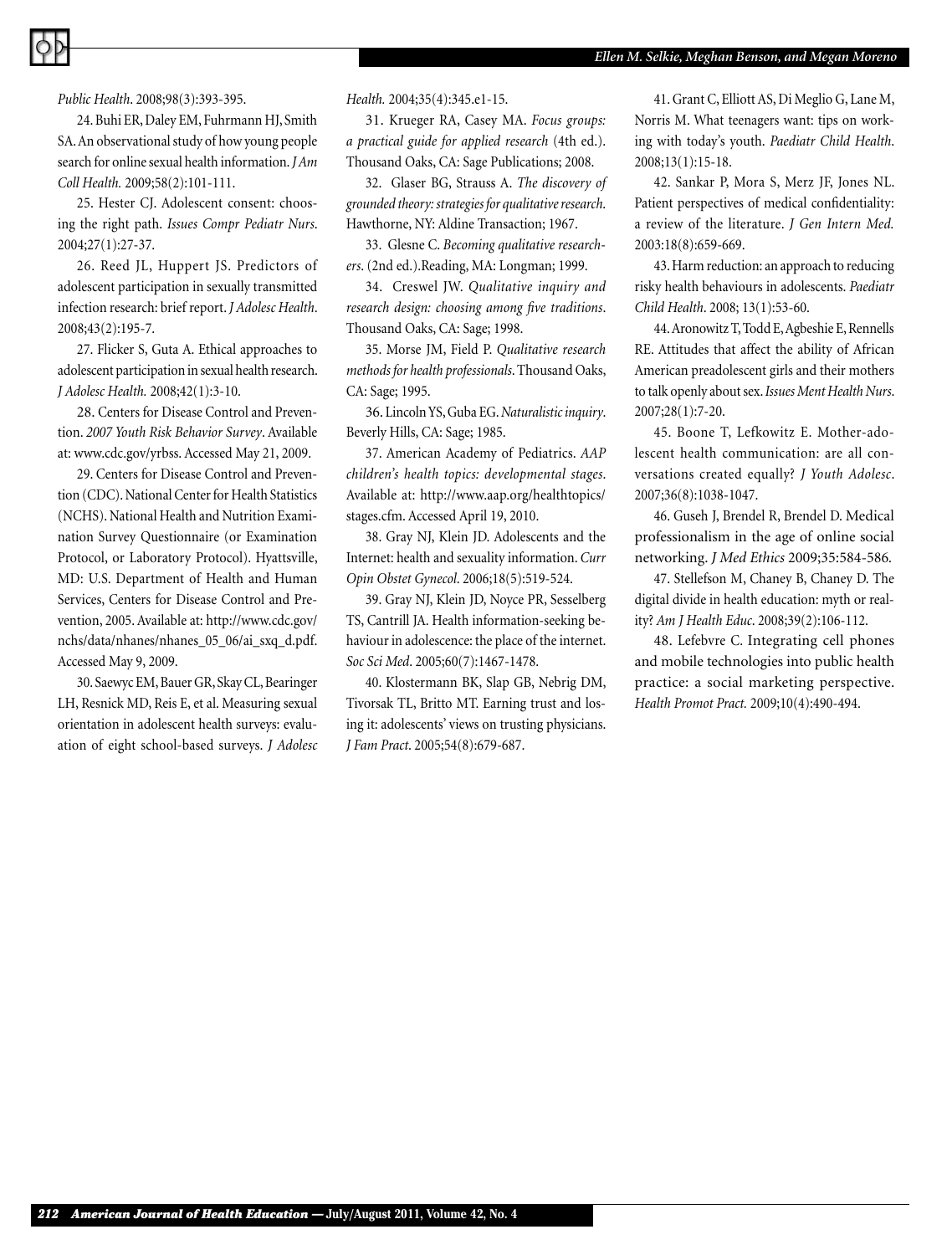*Public Health*. 2008;98(3):393-395.

24. Buhi ER, Daley EM, Fuhrmann HJ, Smith SA. An observational study of how young people search for online sexual health information. *J Am Coll Health.* 2009;58(2):101-111.

25. Hester CJ. Adolescent consent: choosing the right path. *Issues Compr Pediatr Nurs.* 2004;27(1):27-37.

26. Reed JL, Huppert JS. Predictors of adolescent participation in sexually transmitted infection research: brief report. *J Adolesc Health*. 2008;43(2):195-7.

27. Flicker S, Guta A. Ethical approaches to adolescent participation in sexual health research. *J Adolesc Health.* 2008;42(1):3-10.

28. Centers for Disease Control and Prevention. *2007 Youth Risk Behavior Survey*. Available at: www.cdc.gov/yrbss. Accessed May 21, 2009.

29. Centers for Disease Control and Prevention (CDC). National Center for Health Statistics (NCHS). National Health and Nutrition Examination Survey Questionnaire (or Examination Protocol, or Laboratory Protocol). Hyattsville, MD: U.S. Department of Health and Human Services, Centers for Disease Control and Prevention, 2005. Available at: http://www.cdc.gov/nchs/data/nhanes/nhanes_05_06/ai_sxq_d.pdf. Accessed May 9, 2009.

30. Saewyc EM, Bauer GR, Skay CL, Bearinger LH, Resnick MD, Reis E, et al. Measuring sexual orientation in adolescent health surveys: evaluation of eight school-based surveys. *J Adolesc Health.* 2004;35(4):345.e1-15.

31. Krueger RA, Casey MA. *Focus groups: a practical guide for applied research* (4th ed.). Thousand Oaks, CA: Sage Publications; 2008.

32. Glaser BG, Strauss A. *The discovery of grounded theory: strategies for qualitative research.* Hawthorne, NY: Aldine Transaction; 1967.

33. Glesne C. *Becoming qualitative researchers.* (2nd ed.).Reading, MA: Longman; 1999.

34. Creswel JW. *Qualitative inquiry and research design: choosing among five traditions.* Thousand Oaks, CA: Sage; 1998.

35. Morse JM, Field P. *Qualitative research methods for health professionals*. Thousand Oaks, CA: Sage; 1995.

36. Lincoln YS, Guba EG. *Naturalistic inquiry*. Beverly Hills, CA: Sage; 1985.

37. American Academy of Pediatrics. *AAP children's health topics: developmental stages.* Available at: http://www.aap.org/healthtopics/stages.cfm. Accessed April 19, 2010.

38. Gray NJ, Klein JD. Adolescents and the Internet: health and sexuality information. *Curr Opin Obstet Gynecol*. 2006;18(5):519-524.

39. Gray NJ, Klein JD, Noyce PR, Sesselberg TS, Cantrill JA. Health information-seeking behaviour in adolescence: the place of the internet. *Soc Sci Med*. 2005;60(7):1467-1478.

40. Klostermann BK, Slap GB, Nebrig DM, Tivorsak TL, Britto MT. Earning trust and losing it: adolescents' views on trusting physicians. *J Fam Pract*. 2005;54(8):679-687.

41. Grant C, Elliott AS, Di Meglio G, Lane M, Norris M. What teenagers want: tips on working with today's youth. *Paediatr Child Health*. 2008;13(1):15-18.

42. Sankar P, Mora S, Merz JF, Jones NL. Patient perspectives of medical confidentiality: a review of the literature. *J Gen Intern Med.* 2003:18(8):659-669.

43. Harm reduction: an approach to reducing risky health behaviours in adolescents. *Paediatr Child Health*. 2008; 13(1):53-60.

44. Aronowitz T, Todd E, Agbeshie E, Rennells RE. Attitudes that affect the ability of African American preadolescent girls and their mothers to talk openly about sex. *Issues Ment Health Nurs*. 2007;28(1):7-20.

45. Boone T, Lefkowitz E. Mother-adolescent health communication: are all conversations created equally? *J Youth Adolesc*. 2007;36(8):1038-1047.

46. Guseh J, Brendel R, Brendel D. Medical professionalism in the age of online social networking. *J Med Ethics* 2009;35:584-586.

47. Stellefson M, Chaney B, Chaney D. The digital divide in health education: myth or reality? *Am J Health Educ*. 2008;39(2):106-112.

48. Lefebvre C. Integrating cell phones and mobile technologies into public health practice: a social marketing perspective. *Health Promot Pract.* 2009;10(4):490-494.